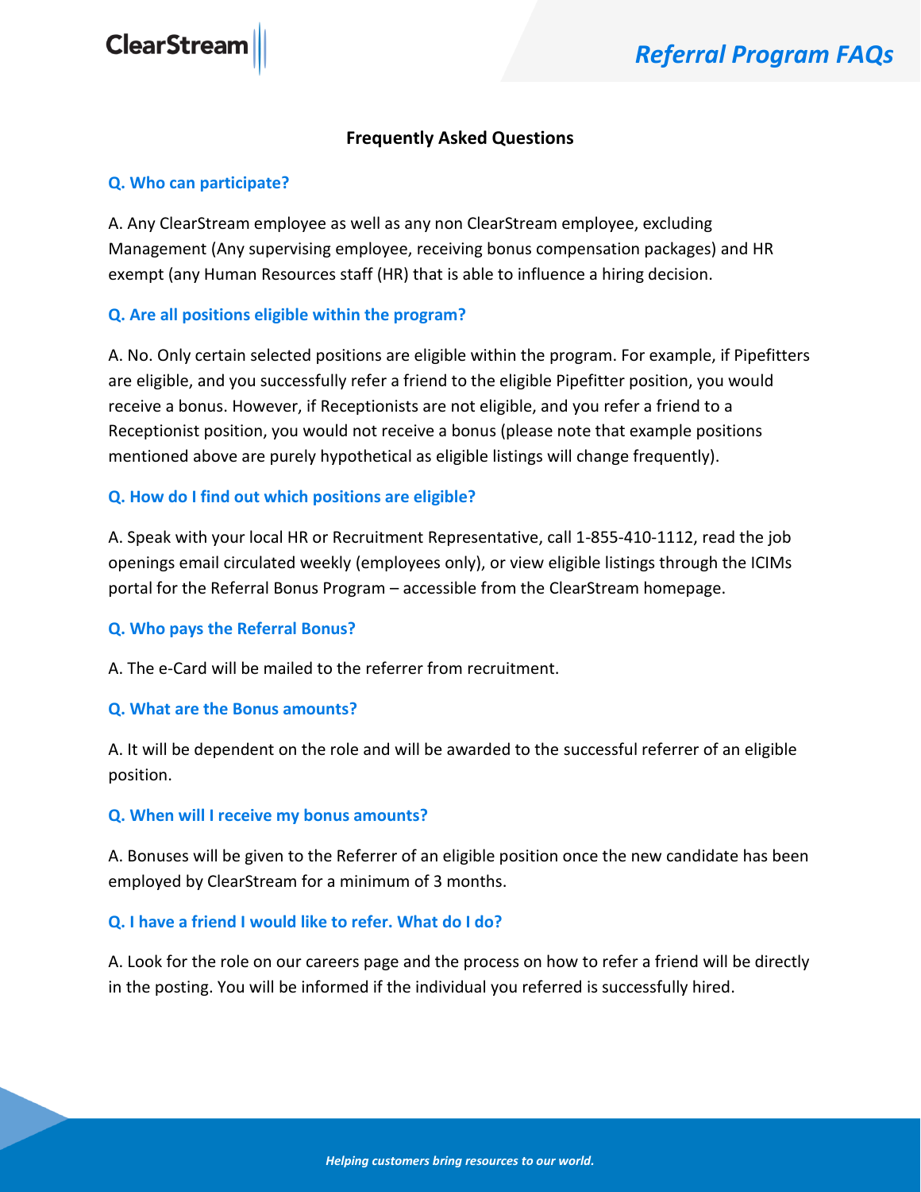# Referral Program FAQs

## Frequently Asked Questions

### Q. Who can participate?

A. Any ClearStream employee as well as any non ClearStream employee, excluding Management (Any supervising employee, receiving bonus compensation packages) and HR exempt (any Human Resources staff (HR) that is able to influence a hiring decision.

### Q. Are all positions eligible within the program?

A. No. Only certain selected positions are eligible within the program. For example, if Pipefitters are eligible, and you successfully refer a friend to the eligible Pipefitter position, you would receive a bonus. However, if Receptionists are not eligible, and you refer a friend to a Receptionist position, you would not receive a bonus (please note that example positions mentioned above are purely hypothetical as eligible listings will change frequently).

### Q. How do I find out which positions are eligible?

A. Speak with your local HR or Recruitment Representative, call 1-855-410-1112, read the job openings email circulated weekly (employees only), or view eligible listings through the ICIMs portal for the Referral Bonus Program – accessible from the ClearStream homepage.

### Q. Who pays the Referral Bonus?

A. The e-Card will be mailed to the referrer from recruitment.

### Q. What are the Bonus amounts?

A. It will be dependent on the role and will be awarded to the successful referrer of an eligible position.

### Q. When will I receive my bonus amounts?

A. Bonuses will be given to the Referrer of an eligible position once the new candidate has been employed by ClearStream for a minimum of 3 months.

### Q. I have a friend I would like to refer. What do I do?

A. Look for the role on our careers page and the process on how to refer a friend will be directly in the posting. You will be informed if the individual you referred is successfully hired.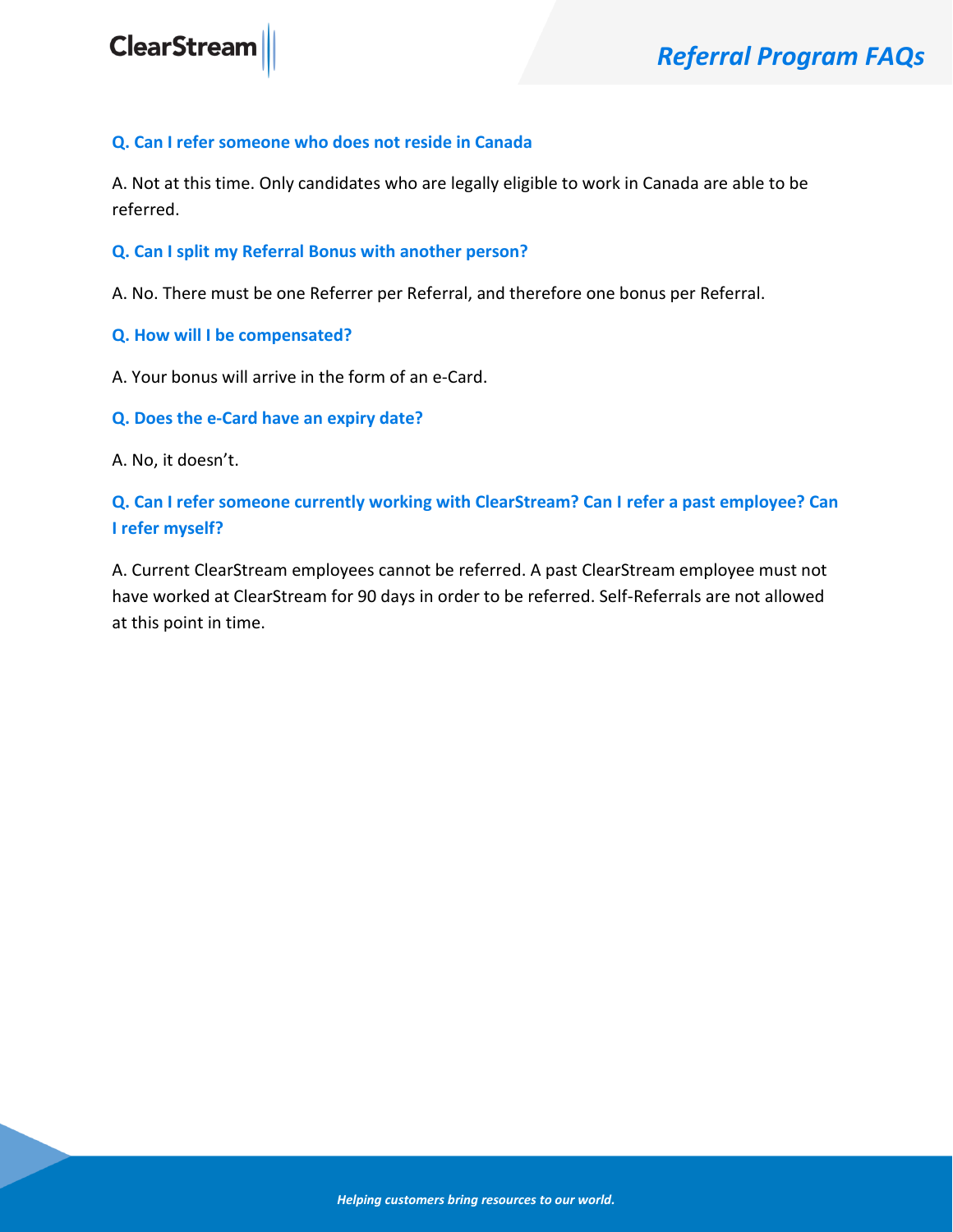**Q. Can I refer someone who does not reside in Canada**

A. Not at this time. Only candidates who are legally eligible to work in Canada are able to be referred.

**Q. Can I split my Referral Bonus with another person?**

A. No. There must be one Referrer per Referral, and therefore one bonus per Referral.

**Q. How will I be compensated?**

A. Your bonus will arrive in the form of an e-Card.

**Q. Does the e-Card have an expiry date?**

A. No, it doesn't.

**Q. Can I refer someone currently working with ClearStream? Can I refer a past employee? Can I refer myself?**

A. Current ClearStream employees cannot be referred. A past ClearStream employee must not have worked at ClearStream for 90 days in order to be referred. Self-Referrals are not allowed at this point in time.